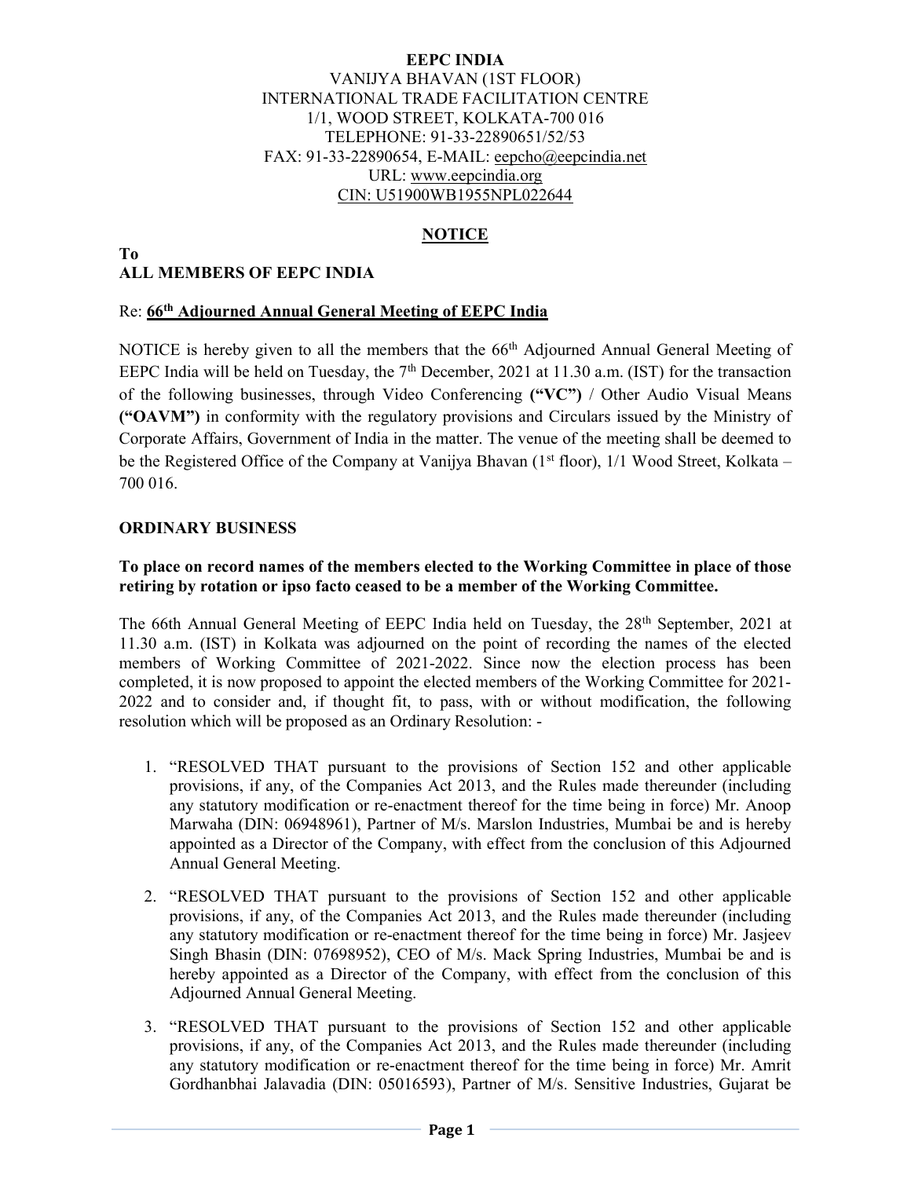**EEPC INDIA**
VANIJYA BHAVAN (1ST FLOOR)
INTERNATIONAL TRADE FACILITATION CENTRE
1/1, WOOD STREET, KOLKATA-700 016
TELEPHONE: 91-33-22890651/52/53
FAX: 91-33-22890654, E-MAIL: eepcho@eepcindia.net
URL: www.eepcindia.org
CIN: U51900WB1955NPL022644

## NOTICE

**To**
**ALL MEMBERS OF EEPC INDIA**

Re: **66th Adjourned Annual General Meeting of EEPC India**

NOTICE is hereby given to all the members that the 66th Adjourned Annual General Meeting of EEPC India will be held on Tuesday, the 7th December, 2021 at 11.30 a.m. (IST) for the transaction of the following businesses, through Video Conferencing **("VC")** / Other Audio Visual Means **("OAVM")** in conformity with the regulatory provisions and Circulars issued by the Ministry of Corporate Affairs, Government of India in the matter. The venue of the meeting shall be deemed to be the Registered Office of the Company at Vanijya Bhavan (1st floor), 1/1 Wood Street, Kolkata – 700 016.

### ORDINARY BUSINESS

**To place on record names of the members elected to the Working Committee in place of those retiring by rotation or ipso facto ceased to be a member of the Working Committee.**

The 66th Annual General Meeting of EEPC India held on Tuesday, the 28th September, 2021 at 11.30 a.m. (IST) in Kolkata was adjourned on the point of recording the names of the elected members of Working Committee of 2021-2022. Since now the election process has been completed, it is now proposed to appoint the elected members of the Working Committee for 2021-2022 and to consider and, if thought fit, to pass, with or without modification, the following resolution which will be proposed as an Ordinary Resolution: -

1. "RESOLVED THAT pursuant to the provisions of Section 152 and other applicable provisions, if any, of the Companies Act 2013, and the Rules made thereunder (including any statutory modification or re-enactment thereof for the time being in force) Mr. Anoop Marwaha (DIN: 06948961), Partner of M/s. Marslon Industries, Mumbai be and is hereby appointed as a Director of the Company, with effect from the conclusion of this Adjourned Annual General Meeting.
2. "RESOLVED THAT pursuant to the provisions of Section 152 and other applicable provisions, if any, of the Companies Act 2013, and the Rules made thereunder (including any statutory modification or re-enactment thereof for the time being in force) Mr. Jasjeev Singh Bhasin (DIN: 07698952), CEO of M/s. Mack Spring Industries, Mumbai be and is hereby appointed as a Director of the Company, with effect from the conclusion of this Adjourned Annual General Meeting.
3. "RESOLVED THAT pursuant to the provisions of Section 152 and other applicable provisions, if any, of the Companies Act 2013, and the Rules made thereunder (including any statutory modification or re-enactment thereof for the time being in force) Mr. Amrit Gordhanbhai Jalavadia (DIN: 05016593), Partner of M/s. Sensitive Industries, Gujarat be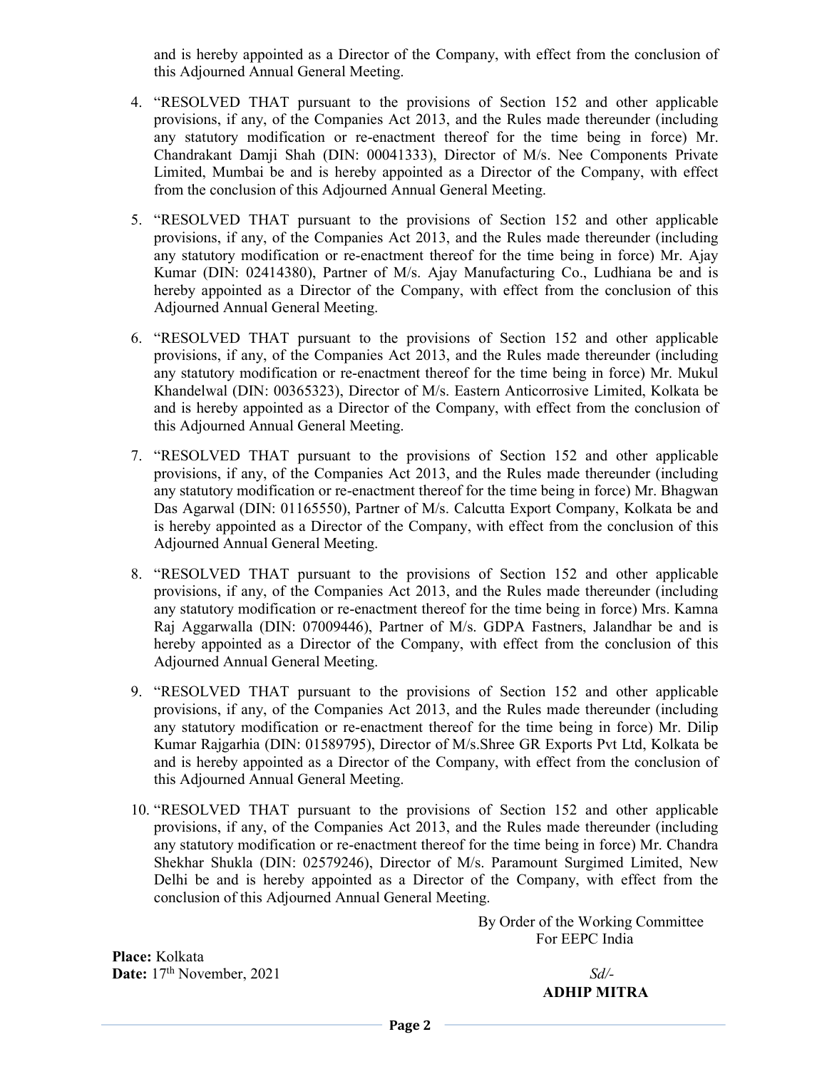and is hereby appointed as a Director of the Company, with effect from the conclusion of this Adjourned Annual General Meeting.

4. "RESOLVED THAT pursuant to the provisions of Section 152 and other applicable provisions, if any, of the Companies Act 2013, and the Rules made thereunder (including any statutory modification or re-enactment thereof for the time being in force) Mr. Chandrakant Damji Shah (DIN: 00041333), Director of M/s. Nee Components Private Limited, Mumbai be and is hereby appointed as a Director of the Company, with effect from the conclusion of this Adjourned Annual General Meeting.

5. "RESOLVED THAT pursuant to the provisions of Section 152 and other applicable provisions, if any, of the Companies Act 2013, and the Rules made thereunder (including any statutory modification or re-enactment thereof for the time being in force) Mr. Ajay Kumar (DIN: 02414380), Partner of M/s. Ajay Manufacturing Co., Ludhiana be and is hereby appointed as a Director of the Company, with effect from the conclusion of this Adjourned Annual General Meeting.

6. "RESOLVED THAT pursuant to the provisions of Section 152 and other applicable provisions, if any, of the Companies Act 2013, and the Rules made thereunder (including any statutory modification or re-enactment thereof for the time being in force) Mr. Mukul Khandelwal (DIN: 00365323), Director of M/s. Eastern Anticorrosive Limited, Kolkata be and is hereby appointed as a Director of the Company, with effect from the conclusion of this Adjourned Annual General Meeting.

7. "RESOLVED THAT pursuant to the provisions of Section 152 and other applicable provisions, if any, of the Companies Act 2013, and the Rules made thereunder (including any statutory modification or re-enactment thereof for the time being in force) Mr. Bhagwan Das Agarwal (DIN: 01165550), Partner of M/s. Calcutta Export Company, Kolkata be and is hereby appointed as a Director of the Company, with effect from the conclusion of this Adjourned Annual General Meeting.

8. "RESOLVED THAT pursuant to the provisions of Section 152 and other applicable provisions, if any, of the Companies Act 2013, and the Rules made thereunder (including any statutory modification or re-enactment thereof for the time being in force) Mrs. Kamna Raj Aggarwalla (DIN: 07009446), Partner of M/s. GDPA Fastners, Jalandhar be and is hereby appointed as a Director of the Company, with effect from the conclusion of this Adjourned Annual General Meeting.

9. "RESOLVED THAT pursuant to the provisions of Section 152 and other applicable provisions, if any, of the Companies Act 2013, and the Rules made thereunder (including any statutory modification or re-enactment thereof for the time being in force) Mr. Dilip Kumar Rajgarhia (DIN: 01589795), Director of M/s.Shree GR Exports Pvt Ltd, Kolkata be and is hereby appointed as a Director of the Company, with effect from the conclusion of this Adjourned Annual General Meeting.

10. "RESOLVED THAT pursuant to the provisions of Section 152 and other applicable provisions, if any, of the Companies Act 2013, and the Rules made thereunder (including any statutory modification or re-enactment thereof for the time being in force) Mr. Chandra Shekhar Shukla (DIN: 02579246), Director of M/s. Paramount Surgimed Limited, New Delhi be and is hereby appointed as a Director of the Company, with effect from the conclusion of this Adjourned Annual General Meeting.

By Order of the Working Committee
For EEPC India

**Place:** Kolkata
**Date:** 17th November, 2021

*Sd/-*
**ADHIP MITRA**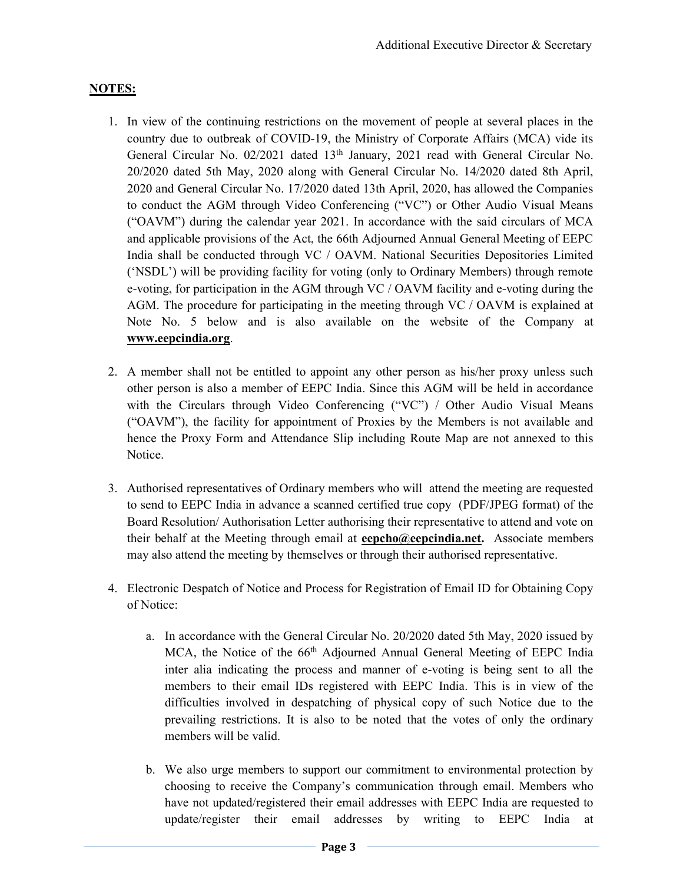Additional Executive Director & Secretary

**NOTES:**

1. In view of the continuing restrictions on the movement of people at several places in the country due to outbreak of COVID-19, the Ministry of Corporate Affairs (MCA) vide its General Circular No. 02/2021 dated 13th January, 2021 read with General Circular No. 20/2020 dated 5th May, 2020 along with General Circular No. 14/2020 dated 8th April, 2020 and General Circular No. 17/2020 dated 13th April, 2020, has allowed the Companies to conduct the AGM through Video Conferencing ("VC") or Other Audio Visual Means ("OAVM") during the calendar year 2021. In accordance with the said circulars of MCA and applicable provisions of the Act, the 66th Adjourned Annual General Meeting of EEPC India shall be conducted through VC / OAVM. National Securities Depositories Limited ('NSDL') will be providing facility for voting (only to Ordinary Members) through remote e-voting, for participation in the AGM through VC / OAVM facility and e-voting during the AGM. The procedure for participating in the meeting through VC / OAVM is explained at Note No. 5 below and is also available on the website of the Company at **www.eepcindia.org**.

2. A member shall not be entitled to appoint any other person as his/her proxy unless such other person is also a member of EEPC India. Since this AGM will be held in accordance with the Circulars through Video Conferencing ("VC") / Other Audio Visual Means ("OAVM"), the facility for appointment of Proxies by the Members is not available and hence the Proxy Form and Attendance Slip including Route Map are not annexed to this Notice.

3. Authorised representatives of Ordinary members who will attend the meeting are requested to send to EEPC India in advance a scanned certified true copy (PDF/JPEG format) of the Board Resolution/ Authorisation Letter authorising their representative to attend and vote on their behalf at the Meeting through email at **eepcho@eepcindia.net.** Associate members may also attend the meeting by themselves or through their authorised representative.

4. Electronic Despatch of Notice and Process for Registration of Email ID for Obtaining Copy of Notice:

   a. In accordance with the General Circular No. 20/2020 dated 5th May, 2020 issued by MCA, the Notice of the 66th Adjourned Annual General Meeting of EEPC India inter alia indicating the process and manner of e-voting is being sent to all the members to their email IDs registered with EEPC India. This is in view of the difficulties involved in despatching of physical copy of such Notice due to the prevailing restrictions. It is also to be noted that the votes of only the ordinary members will be valid.

   b. We also urge members to support our commitment to environmental protection by choosing to receive the Company's communication through email. Members who have not updated/registered their email addresses with EEPC India are requested to update/register their email addresses by writing to EEPC India at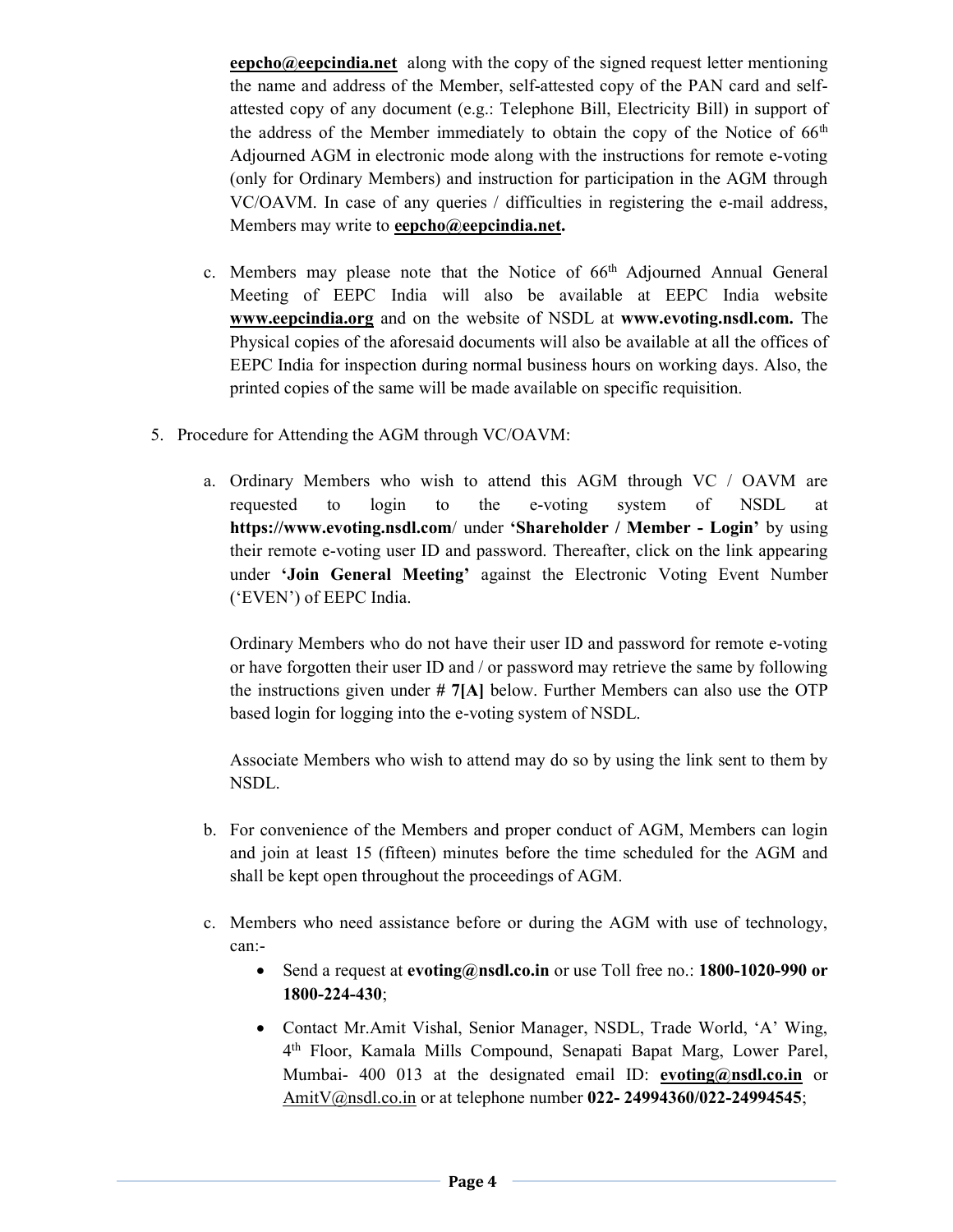**eepcho@eepcindia.net** along with the copy of the signed request letter mentioning the name and address of the Member, self-attested copy of the PAN card and self-attested copy of any document (e.g.: Telephone Bill, Electricity Bill) in support of the address of the Member immediately to obtain the copy of the Notice of 66th Adjourned AGM in electronic mode along with the instructions for remote e-voting (only for Ordinary Members) and instruction for participation in the AGM through VC/OAVM. In case of any queries / difficulties in registering the e-mail address, Members may write to **eepcho@eepcindia.net.**

c. Members may please note that the Notice of 66th Adjourned Annual General Meeting of EEPC India will also be available at EEPC India website **www.eepcindia.org** and on the website of NSDL at **www.evoting.nsdl.com.** The Physical copies of the aforesaid documents will also be available at all the offices of EEPC India for inspection during normal business hours on working days. Also, the printed copies of the same will be made available on specific requisition.

5. Procedure for Attending the AGM through VC/OAVM:

   a. Ordinary Members who wish to attend this AGM through VC / OAVM are requested to login to the e-voting system of NSDL at **https://www.evoting.nsdl.com**/ under **'Shareholder / Member - Login'** by using their remote e-voting user ID and password. Thereafter, click on the link appearing under **'Join General Meeting'** against the Electronic Voting Event Number ('EVEN') of EEPC India.

      Ordinary Members who do not have their user ID and password for remote e-voting or have forgotten their user ID and / or password may retrieve the same by following the instructions given under **# 7[A]** below. Further Members can also use the OTP based login for logging into the e-voting system of NSDL.

      Associate Members who wish to attend may do so by using the link sent to them by NSDL.

   b. For convenience of the Members and proper conduct of AGM, Members can login and join at least 15 (fifteen) minutes before the time scheduled for the AGM and shall be kept open throughout the proceedings of AGM.

   c. Members who need assistance before or during the AGM with use of technology, can:-

      - Send a request at **evoting@nsdl.co.in** or use Toll free no.: **1800-1020-990 or 1800-224-430**;
      - Contact Mr.Amit Vishal, Senior Manager, NSDL, Trade World, 'A' Wing, 4th Floor, Kamala Mills Compound, Senapati Bapat Marg, Lower Parel, Mumbai- 400 013 at the designated email ID: **evoting@nsdl.co.in** or AmitV@nsdl.co.in or at telephone number **022- 24994360/022-24994545**;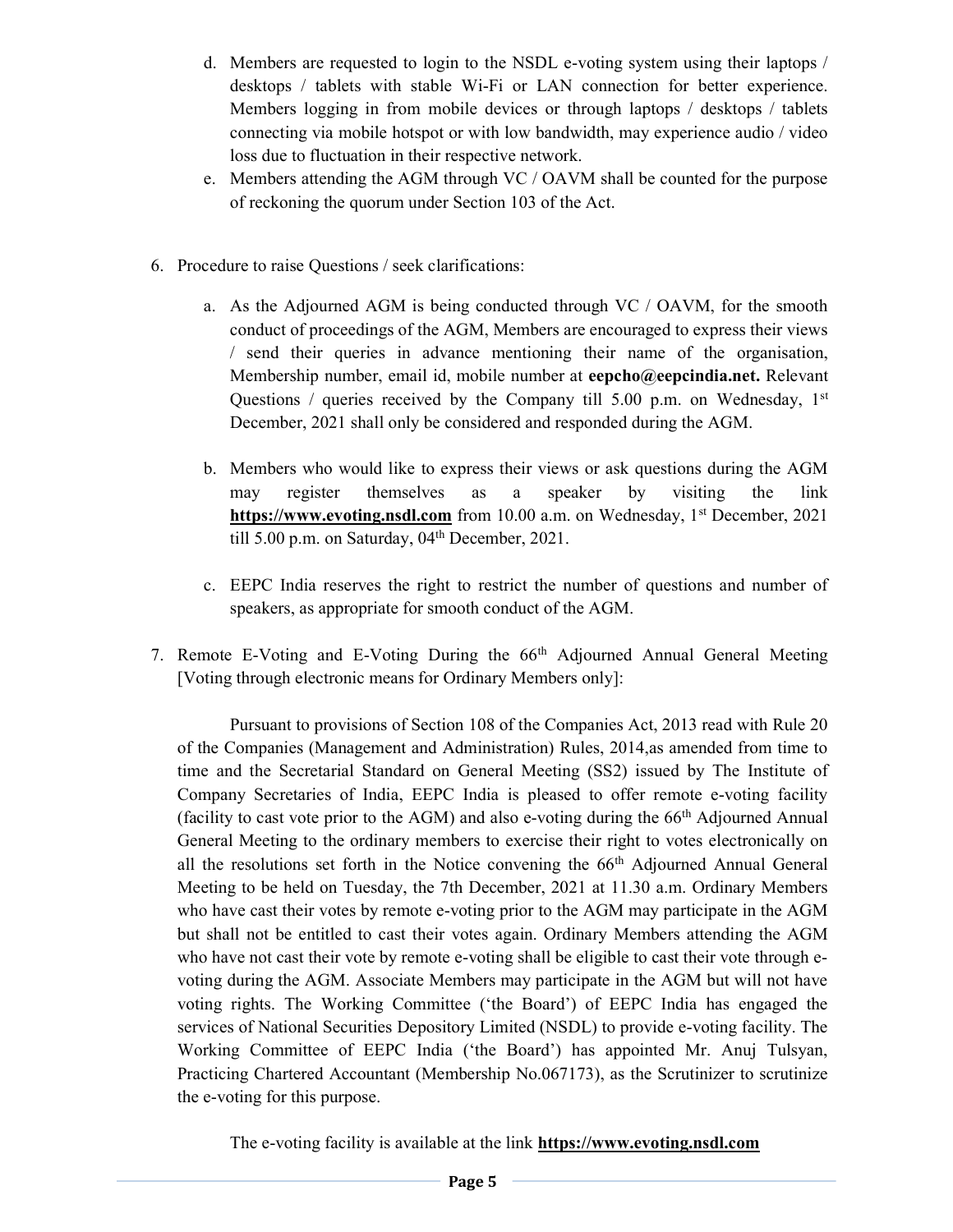d. Members are requested to login to the NSDL e-voting system using their laptops / desktops / tablets with stable Wi-Fi or LAN connection for better experience. Members logging in from mobile devices or through laptops / desktops / tablets connecting via mobile hotspot or with low bandwidth, may experience audio / video loss due to fluctuation in their respective network.

e. Members attending the AGM through VC / OAVM shall be counted for the purpose of reckoning the quorum under Section 103 of the Act.

6. Procedure to raise Questions / seek clarifications:

   a. As the Adjourned AGM is being conducted through VC / OAVM, for the smooth conduct of proceedings of the AGM, Members are encouraged to express their views / send their queries in advance mentioning their name of the organisation, Membership number, email id, mobile number at **eepcho@eepcindia.net.** Relevant Questions / queries received by the Company till 5.00 p.m. on Wednesday, 1st December, 2021 shall only be considered and responded during the AGM.

   b. Members who would like to express their views or ask questions during the AGM may register themselves as a speaker by visiting the link **https://www.evoting.nsdl.com** from 10.00 a.m. on Wednesday, 1st December, 2021 till 5.00 p.m. on Saturday, 04th December, 2021.

   c. EEPC India reserves the right to restrict the number of questions and number of speakers, as appropriate for smooth conduct of the AGM.

7. Remote E-Voting and E-Voting During the 66th Adjourned Annual General Meeting [Voting through electronic means for Ordinary Members only]:

Pursuant to provisions of Section 108 of the Companies Act, 2013 read with Rule 20 of the Companies (Management and Administration) Rules, 2014,as amended from time to time and the Secretarial Standard on General Meeting (SS2) issued by The Institute of Company Secretaries of India, EEPC India is pleased to offer remote e-voting facility (facility to cast vote prior to the AGM) and also e-voting during the 66th Adjourned Annual General Meeting to the ordinary members to exercise their right to votes electronically on all the resolutions set forth in the Notice convening the 66th Adjourned Annual General Meeting to be held on Tuesday, the 7th December, 2021 at 11.30 a.m. Ordinary Members who have cast their votes by remote e-voting prior to the AGM may participate in the AGM but shall not be entitled to cast their votes again. Ordinary Members attending the AGM who have not cast their vote by remote e-voting shall be eligible to cast their vote through e-voting during the AGM. Associate Members may participate in the AGM but will not have voting rights. The Working Committee ('the Board') of EEPC India has engaged the services of National Securities Depository Limited (NSDL) to provide e-voting facility. The Working Committee of EEPC India ('the Board') has appointed Mr. Anuj Tulsyan, Practicing Chartered Accountant (Membership No.067173), as the Scrutinizer to scrutinize the e-voting for this purpose.

The e-voting facility is available at the link **https://www.evoting.nsdl.com**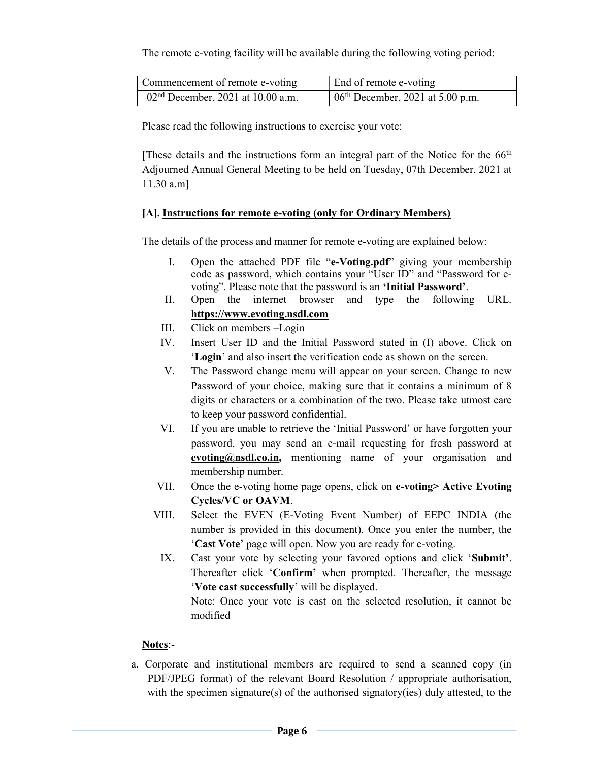The remote e-voting facility will be available during the following voting period:

| Commencement of remote e-voting | End of remote e-voting |
| --- | --- |
| 02nd December, 2021 at 10.00 a.m. | 06th December, 2021 at 5.00 p.m. |

Please read the following instructions to exercise your vote:

[These details and the instructions form an integral part of the Notice for the 66th Adjourned Annual General Meeting to be held on Tuesday, 07th December, 2021 at 11.30 a.m]

**[A]. <u>Instructions for remote e-voting (only for Ordinary Members)</u>**

The details of the process and manner for remote e-voting are explained below:

I. Open the attached PDF file "**e-Voting.pdf**" giving your membership code as password, which contains your "User ID" and "Password for e-voting". Please note that the password is an **'Initial Password'**.

II. Open the internet browser and type the following URL. **<u>https://www.evoting.nsdl.com</u>**

III. Click on members –Login

IV. Insert User ID and the Initial Password stated in (I) above. Click on '**Login**' and also insert the verification code as shown on the screen.

V. The Password change menu will appear on your screen. Change to new Password of your choice, making sure that it contains a minimum of 8 digits or characters or a combination of the two. Please take utmost care to keep your password confidential.

VI. If you are unable to retrieve the 'Initial Password' or have forgotten your password, you may send an e-mail requesting for fresh password at **<u>evoting@nsdl.co.in</u>,** mentioning name of your organisation and membership number.

VII. Once the e-voting home page opens, click on **e-voting> Active Evoting Cycles/VC or OAVM**.

VIII. Select the EVEN (E-Voting Event Number) of EEPC INDIA (the number is provided in this document). Once you enter the number, the '**Cast Vote**' page will open. Now you are ready for e-voting.

IX. Cast your vote by selecting your favored options and click '**Submit'**. Thereafter click '**Confirm'** when prompted. Thereafter, the message '**Vote cast successfully**' will be displayed.
Note: Once your vote is cast on the selected resolution, it cannot be modified

**<u>Notes</u>**:-

a. Corporate and institutional members are required to send a scanned copy (in PDF/JPEG format) of the relevant Board Resolution / appropriate authorisation, with the specimen signature(s) of the authorised signatory(ies) duly attested, to the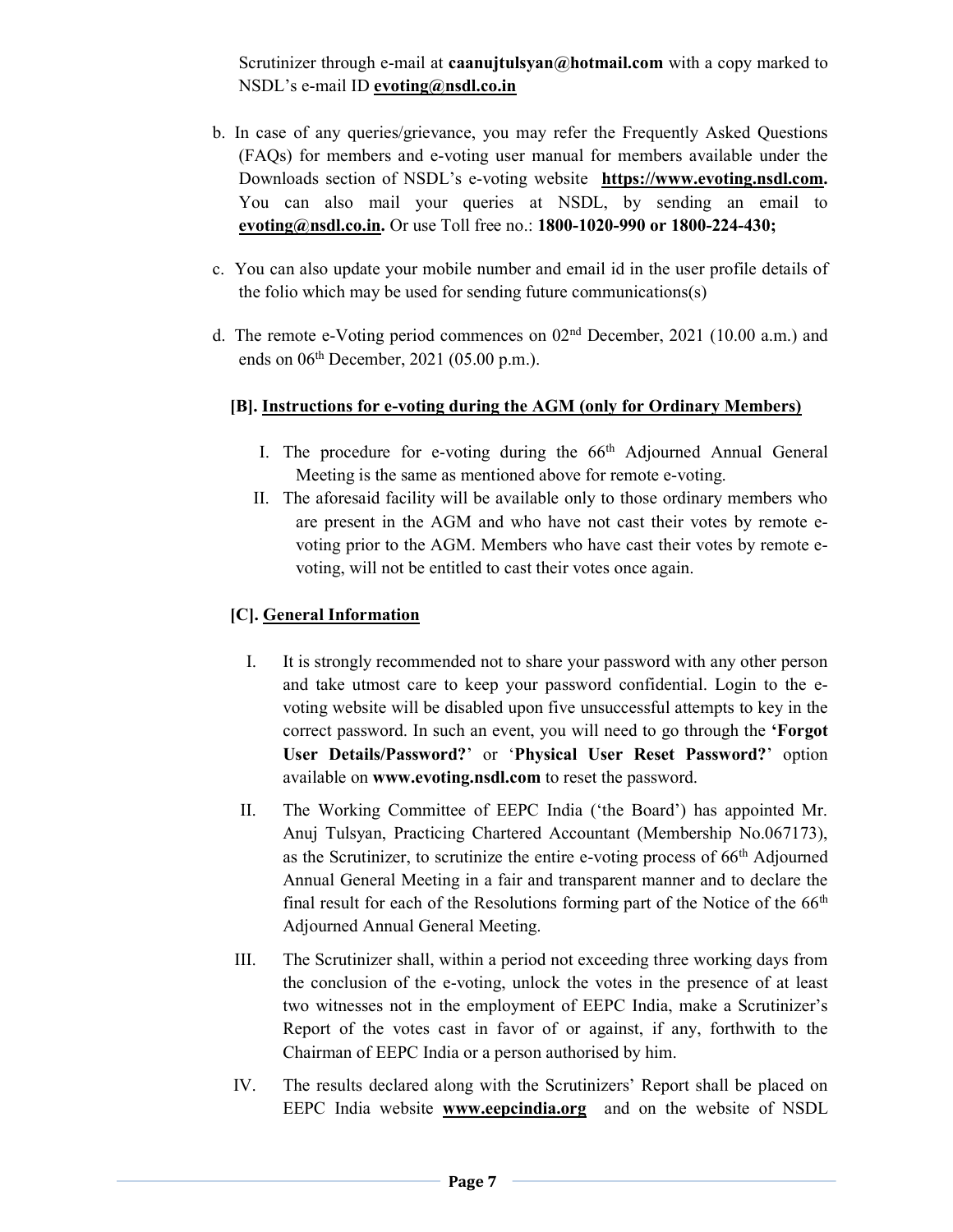Scrutinizer through e-mail at **caanujtulsyan@hotmail.com** with a copy marked to NSDL's e-mail ID **evoting@nsdl.co.in**

b. In case of any queries/grievance, you may refer the Frequently Asked Questions (FAQs) for members and e-voting user manual for members available under the Downloads section of NSDL's e-voting website **https://www.evoting.nsdl.com.** You can also mail your queries at NSDL, by sending an email to **evoting@nsdl.co.in.** Or use Toll free no.: **1800-1020-990 or 1800-224-430;**

c. You can also update your mobile number and email id in the user profile details of the folio which may be used for sending future communications(s)

d. The remote e-Voting period commences on 02nd December, 2021 (10.00 a.m.) and ends on 06th December, 2021 (05.00 p.m.).

### [B]. Instructions for e-voting during the AGM (only for Ordinary Members)

I. The procedure for e-voting during the 66th Adjourned Annual General Meeting is the same as mentioned above for remote e-voting.

II. The aforesaid facility will be available only to those ordinary members who are present in the AGM and who have not cast their votes by remote e-voting prior to the AGM. Members who have cast their votes by remote e-voting, will not be entitled to cast their votes once again.

### [C]. General Information

I. It is strongly recommended not to share your password with any other person and take utmost care to keep your password confidential. Login to the e-voting website will be disabled upon five unsuccessful attempts to key in the correct password. In such an event, you will need to go through the **'Forgot User Details/Password?'** or '**Physical User Reset Password?**' option available on **www.evoting.nsdl.com** to reset the password.

II. The Working Committee of EEPC India ('the Board') has appointed Mr. Anuj Tulsyan, Practicing Chartered Accountant (Membership No.067173), as the Scrutinizer, to scrutinize the entire e-voting process of 66th Adjourned Annual General Meeting in a fair and transparent manner and to declare the final result for each of the Resolutions forming part of the Notice of the 66th Adjourned Annual General Meeting.

III. The Scrutinizer shall, within a period not exceeding three working days from the conclusion of the e-voting, unlock the votes in the presence of at least two witnesses not in the employment of EEPC India, make a Scrutinizer's Report of the votes cast in favor of or against, if any, forthwith to the Chairman of EEPC India or a person authorised by him.

IV. The results declared along with the Scrutinizers' Report shall be placed on EEPC India website **www.eepcindia.org** and on the website of NSDL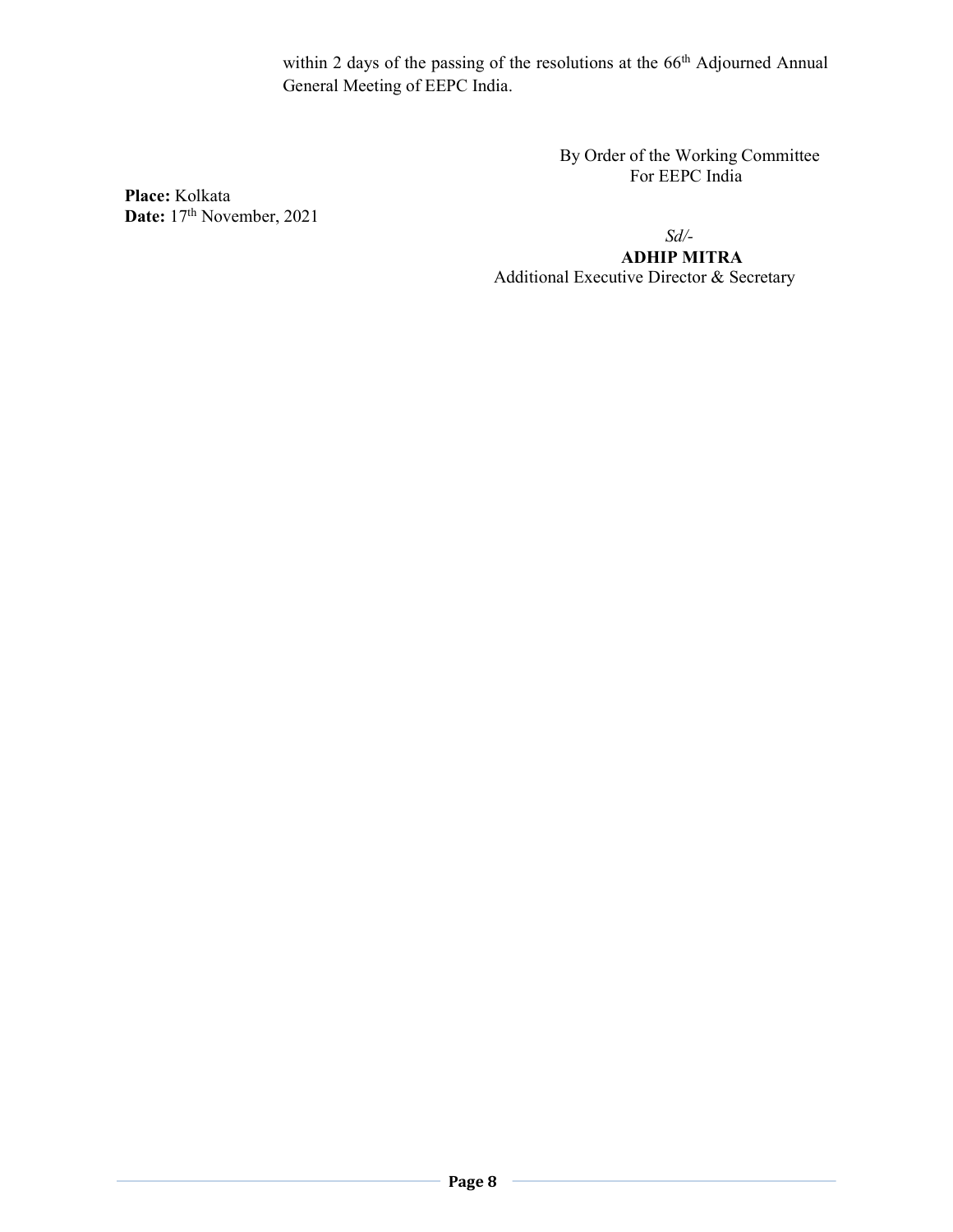within 2 days of the passing of the resolutions at the 66th Adjourned Annual General Meeting of EEPC India.

By Order of the Working Committee
For EEPC India

**Place:** Kolkata
**Date:** 17th November, 2021

*Sd/-*
**ADHIP MITRA**
Additional Executive Director & Secretary